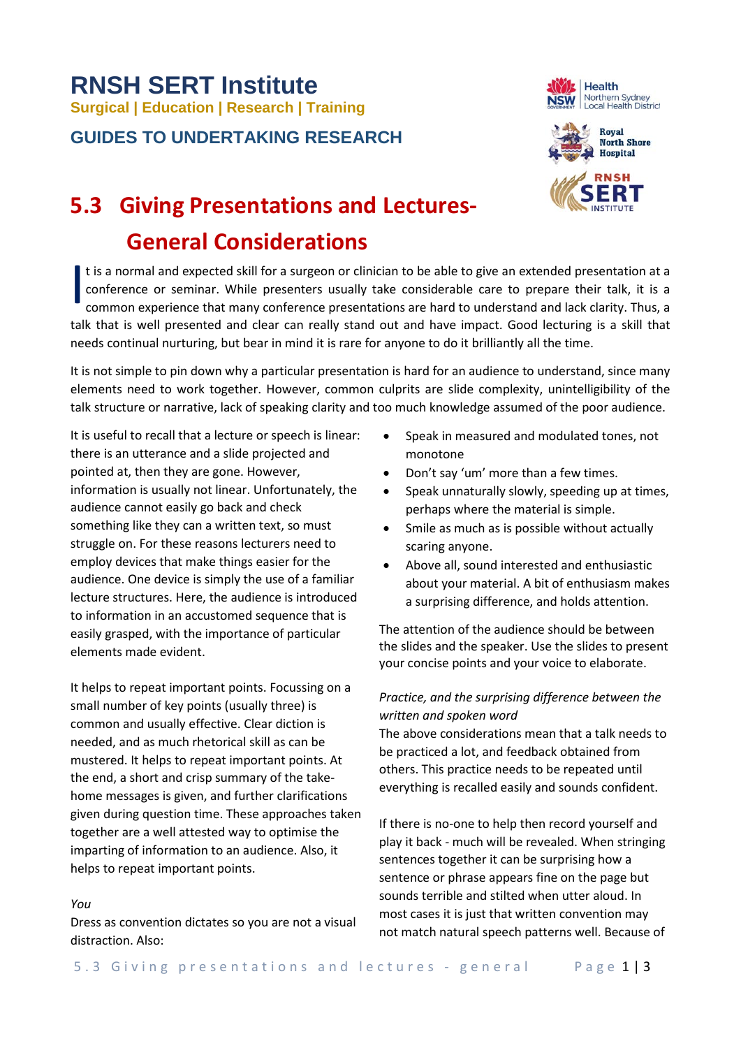# RNSH SERT Institute

**Surgical | Education | Research | Training**

## GUIDES TO UNDERTAKING RESEARCH

# 5.3 Giving Presentations and Lectures- General Considerations

It is a normal and expected skill for a surgeon or clinician to be able to give an extended presentation at a conference or seminar. While presenters usually take considerable care to prepare their talk, it is a common experience that many conference presentations are hard to understand and lack clarity. Thus, a talk that is well presented and clear can really stand out and have impact. Good lecturing is a skill that needs continual nurturing, but bear in mind it is rare for anyone to do it brilliantly all the time.

It is not simple to pin down why a particular presentation is hard for an audience to understand, since many elements need to work together. However, common culprits are slide complexity, unintelligibility of the talk structure or narrative, lack of speaking clarity and too much knowledge assumed of the poor audience.

It is useful to recall that a lecture or speech is linear: there is an utterance and a slide projected and pointed at, then they are gone. However, information is usually not linear. Unfortunately, the audience cannot easily go back and check something like they can a written text, so must struggle on. For these reasons lecturers need to employ devices that make things easier for the audience. One device is simply the use of a familiar lecture structures. Here, the audience is introduced to information in an accustomed sequence that is easily grasped, with the importance of particular elements made evident.

It helps to repeat important points. Focussing on a small number of key points (usually three) is common and usually effective. Clear diction is needed, and as much rhetorical skill as can be mustered. It helps to repeat important points. At the end, a short and crisp summary of the take-home messages is given, and further clarifications given during question time. These approaches taken together are a well attested way to optimise the imparting of information to an audience. Also, it helps to repeat important points.

*You*

Dress as convention dictates so you are not a visual distraction. Also:

- Speak in measured and modulated tones, not monotone
- Don't say 'um' more than a few times.
- Speak unnaturally slowly, speeding up at times, perhaps where the material is simple.
- Smile as much as is possible without actually scaring anyone.
- Above all, sound interested and enthusiastic about your material. A bit of enthusiasm makes a surprising difference, and holds attention.

The attention of the audience should be between the slides and the speaker. Use the slides to present your concise points and your voice to elaborate.

*Practice, and the surprising difference between the written and spoken word*

The above considerations mean that a talk needs to be practiced a lot, and feedback obtained from others. This practice needs to be repeated until everything is recalled easily and sounds confident.

If there is no-one to help then record yourself and play it back - much will be revealed. When stringing sentences together it can be surprising how a sentence or phrase appears fine on the page but sounds terrible and stilted when utter aloud. In most cases it is just that written convention may not match natural speech patterns well. Because of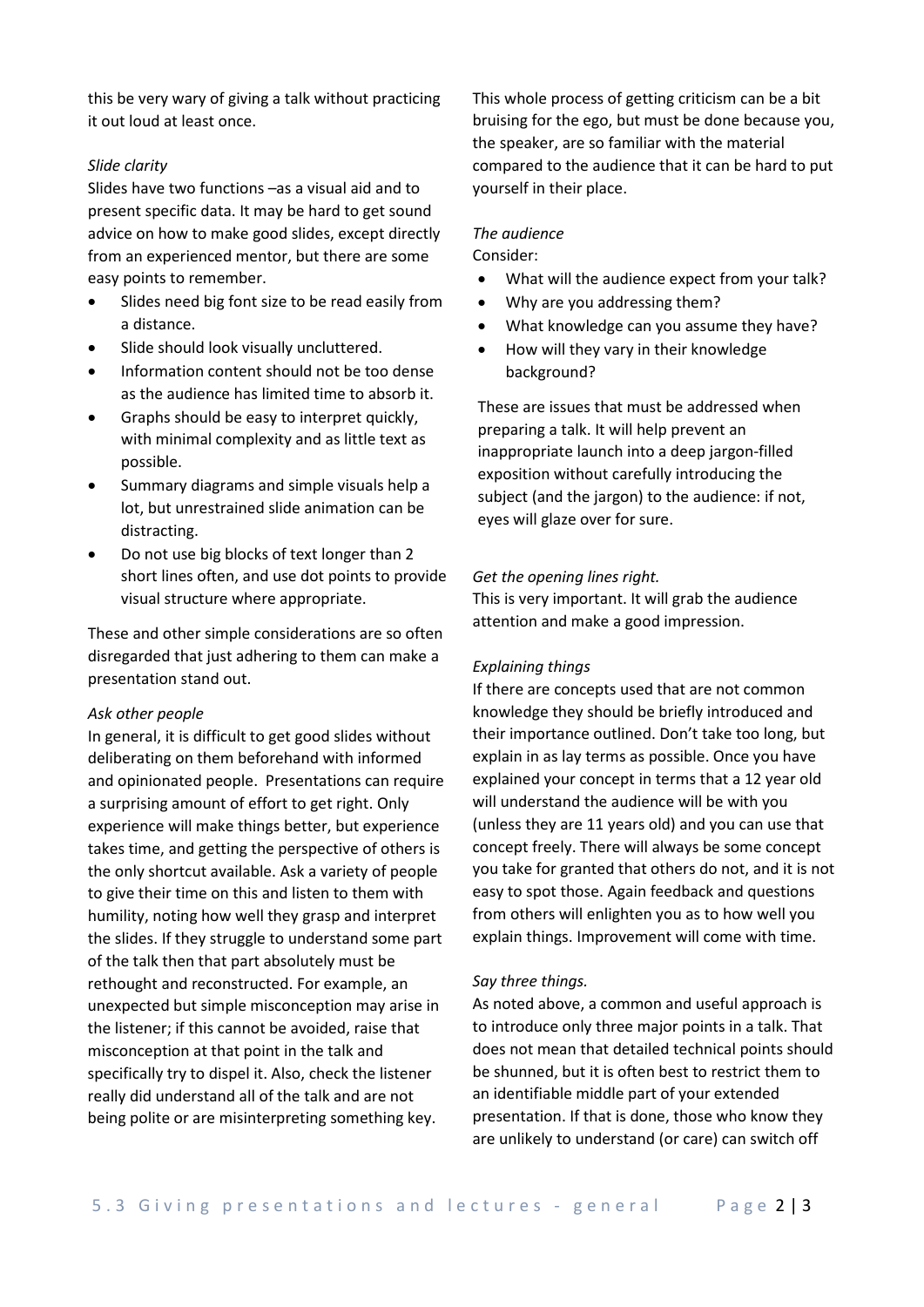this be very wary of giving a talk without practicing it out loud at least once.

*Slide clarity*

Slides have two functions –as a visual aid and to present specific data. It may be hard to get sound advice on how to make good slides, except directly from an experienced mentor, but there are some easy points to remember.

- Slides need big font size to be read easily from a distance.
- Slide should look visually uncluttered.
- Information content should not be too dense as the audience has limited time to absorb it.
- Graphs should be easy to interpret quickly, with minimal complexity and as little text as possible.
- Summary diagrams and simple visuals help a lot, but unrestrained slide animation can be distracting.
- Do not use big blocks of text longer than 2 short lines often, and use dot points to provide visual structure where appropriate.

These and other simple considerations are so often disregarded that just adhering to them can make a presentation stand out.

*Ask other people*

In general, it is difficult to get good slides without deliberating on them beforehand with informed and opinionated people. Presentations can require a surprising amount of effort to get right. Only experience will make things better, but experience takes time, and getting the perspective of others is the only shortcut available. Ask a variety of people to give their time on this and listen to them with humility, noting how well they grasp and interpret the slides. If they struggle to understand some part of the talk then that part absolutely must be rethought and reconstructed. For example, an unexpected but simple misconception may arise in the listener; if this cannot be avoided, raise that misconception at that point in the talk and specifically try to dispel it. Also, check the listener really did understand all of the talk and are not being polite or are misinterpreting something key.

This whole process of getting criticism can be a bit bruising for the ego, but must be done because you, the speaker, are so familiar with the material compared to the audience that it can be hard to put yourself in their place.

*The audience*

Consider:

- What will the audience expect from your talk?
- Why are you addressing them?
- What knowledge can you assume they have?
- How will they vary in their knowledge background?

These are issues that must be addressed when preparing a talk. It will help prevent an inappropriate launch into a deep jargon-filled exposition without carefully introducing the subject (and the jargon) to the audience: if not, eyes will glaze over for sure.

*Get the opening lines right.*

This is very important. It will grab the audience attention and make a good impression.

*Explaining things*

If there are concepts used that are not common knowledge they should be briefly introduced and their importance outlined. Don't take too long, but explain in as lay terms as possible. Once you have explained your concept in terms that a 12 year old will understand the audience will be with you (unless they are 11 years old) and you can use that concept freely. There will always be some concept you take for granted that others do not, and it is not easy to spot those. Again feedback and questions from others will enlighten you as to how well you explain things. Improvement will come with time.

*Say three things.*

As noted above, a common and useful approach is to introduce only three major points in a talk. That does not mean that detailed technical points should be shunned, but it is often best to restrict them to an identifiable middle part of your extended presentation. If that is done, those who know they are unlikely to understand (or care) can switch off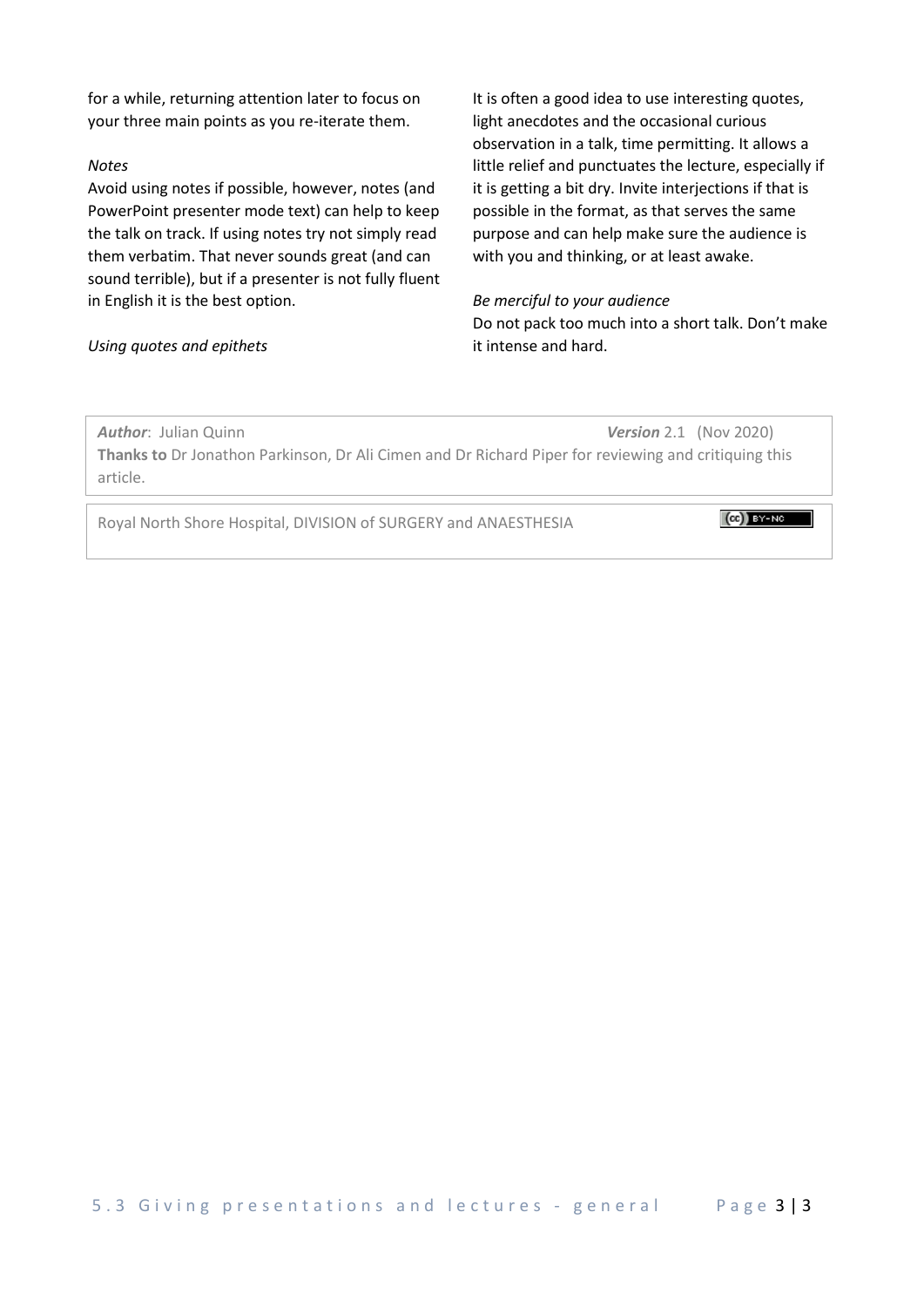for a while, returning attention later to focus on your three main points as you re-iterate them.

*Notes*

Avoid using notes if possible, however, notes (and PowerPoint presenter mode text) can help to keep the talk on track. If using notes try not simply read them verbatim. That never sounds great (and can sound terrible), but if a presenter is not fully fluent in English it is the best option.

*Using quotes and epithets*

It is often a good idea to use interesting quotes, light anecdotes and the occasional curious observation in a talk, time permitting. It allows a little relief and punctuates the lecture, especially if it is getting a bit dry. Invite interjections if that is possible in the format, as that serves the same purpose and can help make sure the audience is with you and thinking, or at least awake.

*Be merciful to your audience*

Do not pack too much into a short talk. Don't make it intense and hard.

***Author***: Julian Quinn ***Version*** 2.1 (Nov 2020)

**Thanks to** Dr Jonathon Parkinson, Dr Ali Cimen and Dr Richard Piper for reviewing and critiquing this article.

Royal North Shore Hospital, DIVISION of SURGERY and ANAESTHESIA

(cc) BY-NC